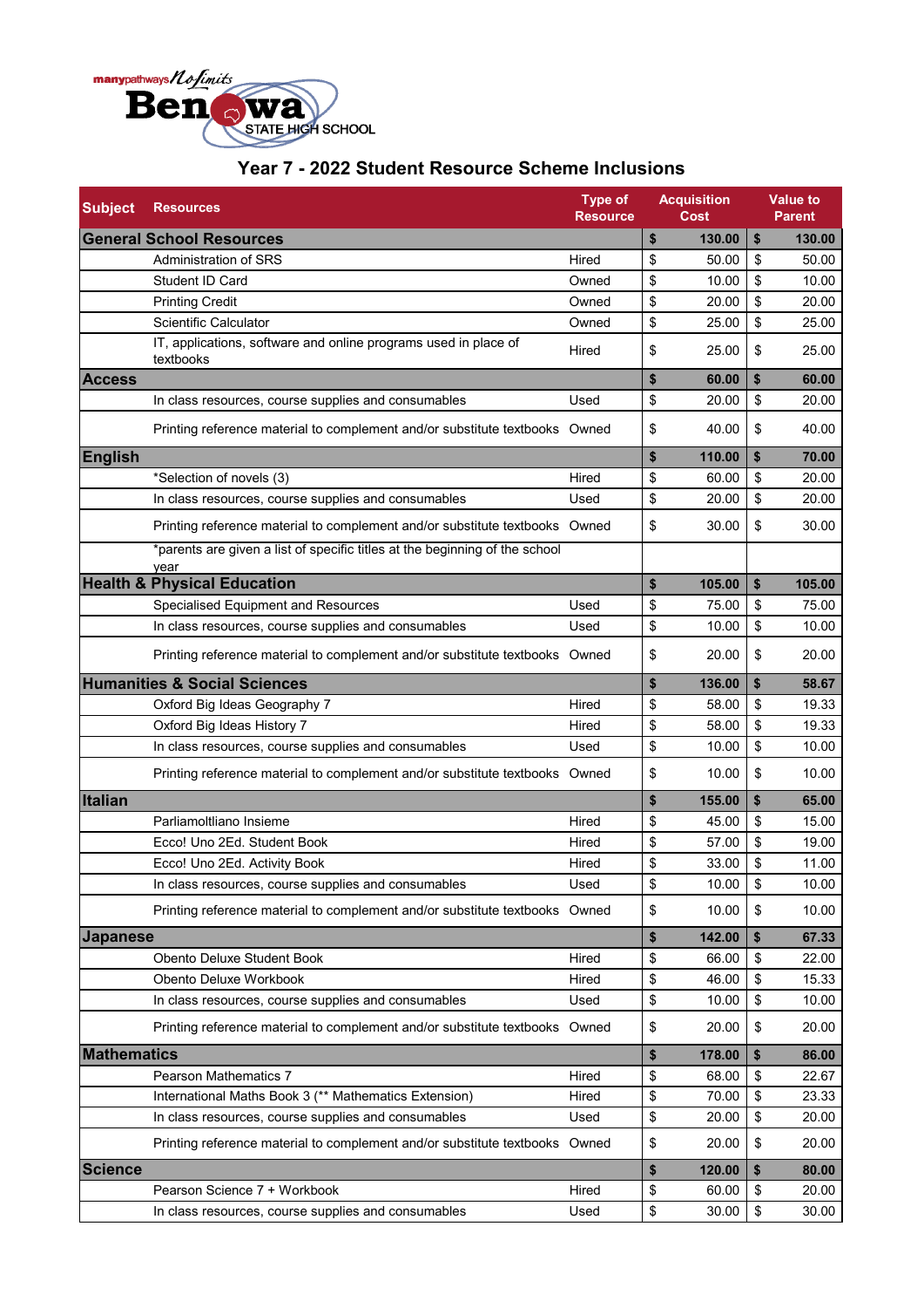manypathways No limits

**Benowa STATE HIGH SCHOOL**

# Year 7 - 2022 Student Resource Scheme Inclusions

| Subject | Resources | Type of Resource | Acquisition Cost | Value to Parent |
|---|---|---|---|---|
| **General School Resources** | | | **$ 130.00** | **$ 130.00** |
| | Administration of SRS | Hired | $ 50.00 | $ 50.00 |
| | Student ID Card | Owned | $ 10.00 | $ 10.00 |
| | Printing Credit | Owned | $ 20.00 | $ 20.00 |
| | Scientific Calculator | Owned | $ 25.00 | $ 25.00 |
| | IT, applications, software and online programs used in place of textbooks | Hired | $ 25.00 | $ 25.00 |
| **Access** | | | **$ 60.00** | **$ 60.00** |
| | In class resources, course supplies and consumables | Used | $ 20.00 | $ 20.00 |
| | Printing reference material to complement and/or substitute textbooks | Owned | $ 40.00 | $ 40.00 |
| **English** | | | **$ 110.00** | **$ 70.00** |
| | *Selection of novels (3) | Hired | $ 60.00 | $ 20.00 |
| | In class resources, course supplies and consumables | Used | $ 20.00 | $ 20.00 |
| | Printing reference material to complement and/or substitute textbooks | Owned | $ 30.00 | $ 30.00 |
| | *parents are given a list of specific titles at the beginning of the school year | | | |
| **Health & Physical Education** | | | **$ 105.00** | **$ 105.00** |
| | Specialised Equipment and Resources | Used | $ 75.00 | $ 75.00 |
| | In class resources, course supplies and consumables | Used | $ 10.00 | $ 10.00 |
| | Printing reference material to complement and/or substitute textbooks | Owned | $ 20.00 | $ 20.00 |
| **Humanities & Social Sciences** | | | **$ 136.00** | **$ 58.67** |
| | Oxford Big Ideas Geography 7 | Hired | $ 58.00 | $ 19.33 |
| | Oxford Big Ideas History 7 | Hired | $ 58.00 | $ 19.33 |
| | In class resources, course supplies and consumables | Used | $ 10.00 | $ 10.00 |
| | Printing reference material to complement and/or substitute textbooks | Owned | $ 10.00 | $ 10.00 |
| **Italian** | | | **$ 155.00** | **$ 65.00** |
| | Parliamoltliano Insieme | Hired | $ 45.00 | $ 15.00 |
| | Ecco! Uno 2Ed. Student Book | Hired | $ 57.00 | $ 19.00 |
| | Ecco! Uno 2Ed. Activity Book | Hired | $ 33.00 | $ 11.00 |
| | In class resources, course supplies and consumables | Used | $ 10.00 | $ 10.00 |
| | Printing reference material to complement and/or substitute textbooks | Owned | $ 10.00 | $ 10.00 |
| **Japanese** | | | **$ 142.00** | **$ 67.33** |
| | Obento Deluxe Student Book | Hired | $ 66.00 | $ 22.00 |
| | Obento Deluxe Workbook | Hired | $ 46.00 | $ 15.33 |
| | In class resources, course supplies and consumables | Used | $ 10.00 | $ 10.00 |
| | Printing reference material to complement and/or substitute textbooks | Owned | $ 20.00 | $ 20.00 |
| **Mathematics** | | | **$ 178.00** | **$ 86.00** |
| | Pearson Mathematics 7 | Hired | $ 68.00 | $ 22.67 |
| | International Maths Book 3 (** Mathematics Extension) | Hired | $ 70.00 | $ 23.33 |
| | In class resources, course supplies and consumables | Used | $ 20.00 | $ 20.00 |
| | Printing reference material to complement and/or substitute textbooks | Owned | $ 20.00 | $ 20.00 |
| **Science** | | | **$ 120.00** | **$ 80.00** |
| | Pearson Science 7 + Workbook | Hired | $ 60.00 | $ 20.00 |
| | In class resources, course supplies and consumables | Used | $ 30.00 | $ 30.00 |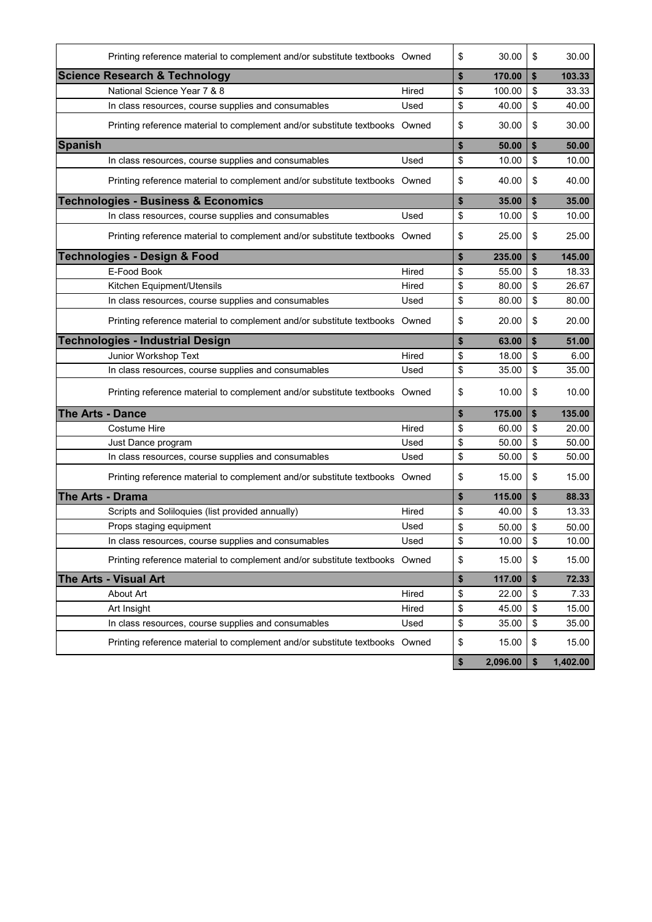| | | | |
|---|---|---|---|
| Printing reference material to complement and/or substitute textbooks | Owned | $ 30.00 | $ 30.00 |
| **Science Research & Technology** | | **$ 170.00** | **$ 103.33** |
| National Science Year 7 & 8 | Hired | $ 100.00 | $ 33.33 |
| In class resources, course supplies and consumables | Used | $ 40.00 | $ 40.00 |
| Printing reference material to complement and/or substitute textbooks | Owned | $ 30.00 | $ 30.00 |
| **Spanish** | | **$ 50.00** | **$ 50.00** |
| In class resources, course supplies and consumables | Used | $ 10.00 | $ 10.00 |
| Printing reference material to complement and/or substitute textbooks | Owned | $ 40.00 | $ 40.00 |
| **Technologies - Business & Economics** | | **$ 35.00** | **$ 35.00** |
| In class resources, course supplies and consumables | Used | $ 10.00 | $ 10.00 |
| Printing reference material to complement and/or substitute textbooks | Owned | $ 25.00 | $ 25.00 |
| **Technologies - Design & Food** | | **$ 235.00** | **$ 145.00** |
| E-Food Book | Hired | $ 55.00 | $ 18.33 |
| Kitchen Equipment/Utensils | Hired | $ 80.00 | $ 26.67 |
| In class resources, course supplies and consumables | Used | $ 80.00 | $ 80.00 |
| Printing reference material to complement and/or substitute textbooks | Owned | $ 20.00 | $ 20.00 |
| **Technologies - Industrial Design** | | **$ 63.00** | **$ 51.00** |
| Junior Workshop Text | Hired | $ 18.00 | $ 6.00 |
| In class resources, course supplies and consumables | Used | $ 35.00 | $ 35.00 |
| Printing reference material to complement and/or substitute textbooks | Owned | $ 10.00 | $ 10.00 |
| **The Arts - Dance** | | **$ 175.00** | **$ 135.00** |
| Costume Hire | Hired | $ 60.00 | $ 20.00 |
| Just Dance program | Used | $ 50.00 | $ 50.00 |
| In class resources, course supplies and consumables | Used | $ 50.00 | $ 50.00 |
| Printing reference material to complement and/or substitute textbooks | Owned | $ 15.00 | $ 15.00 |
| **The Arts - Drama** | | **$ 115.00** | **$ 88.33** |
| Scripts and Soliloquies (list provided annually) | Hired | $ 40.00 | $ 13.33 |
| Props staging equipment | Used | $ 50.00 | $ 50.00 |
| In class resources, course supplies and consumables | Used | $ 10.00 | $ 10.00 |
| Printing reference material to complement and/or substitute textbooks | Owned | $ 15.00 | $ 15.00 |
| **The Arts - Visual Art** | | **$ 117.00** | **$ 72.33** |
| About Art | Hired | $ 22.00 | $ 7.33 |
| Art Insight | Hired | $ 45.00 | $ 15.00 |
| In class resources, course supplies and consumables | Used | $ 35.00 | $ 35.00 |
| Printing reference material to complement and/or substitute textbooks | Owned | $ 15.00 | $ 15.00 |
| | | **$ 2,096.00** | **$ 1,402.00** |